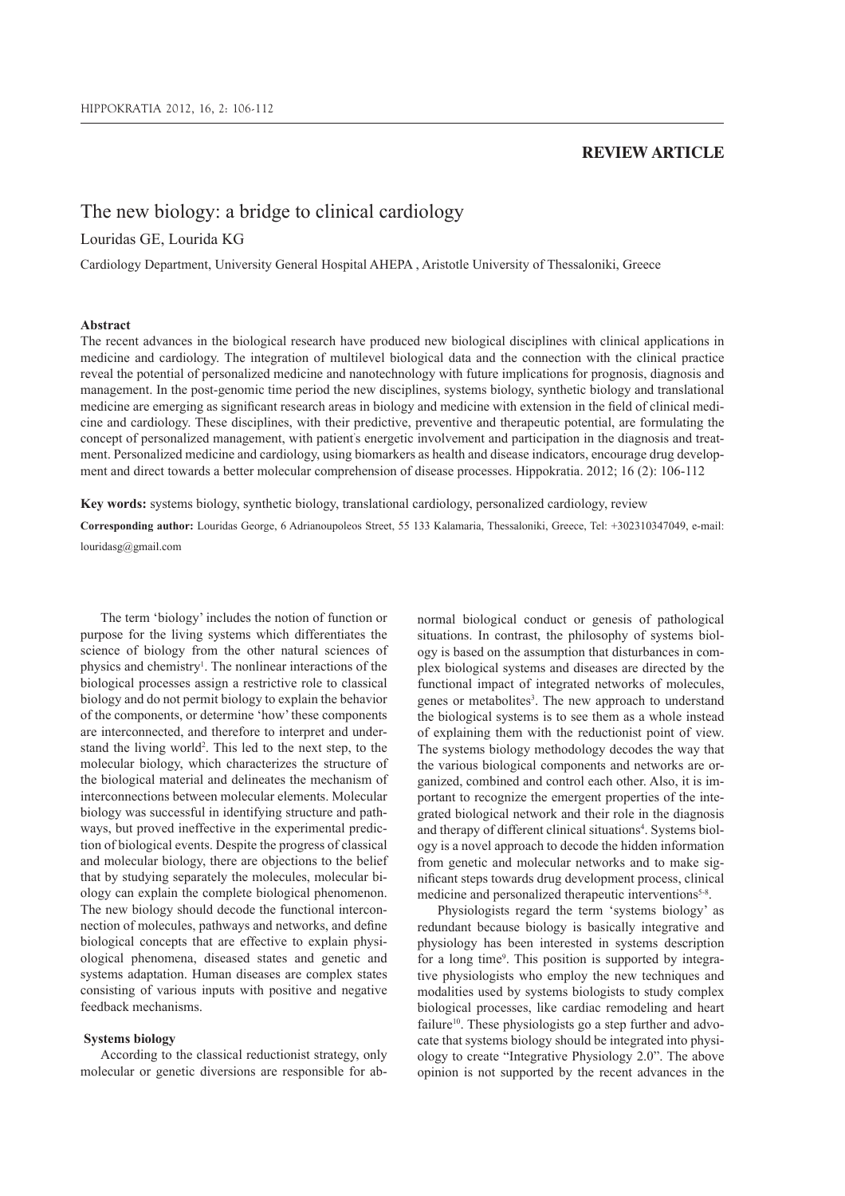## REVIEW ARTICLE

# The new biology: a bridge to clinical cardiology

Louridas GE, Lourida KG

Cardiology Department, University General Hospital AHEPA , Aristotle University of Thessaloniki, Greece

### Abstract

The recent advances in the biological research have produced new biological disciplines with clinical applications in medicine and cardiology. The integration of multilevel biological data and the connection with the clinical practice reveal the potential of personalized medicine and nanotechnology with future implications for prognosis, diagnosis and management. In the post-genomic time period the new disciplines, systems biology, synthetic biology and translational medicine are emerging as significant research areas in biology and medicine with extension in the field of clinical medicine and cardiology. These disciplines, with their predictive, preventive and therapeutic potential, are formulating the concept of personalized management, with patient's energetic involvement and participation in the diagnosis and treatment. Personalized medicine and cardiology, using biomarkers as health and disease indicators, encourage drug development and direct towards a better molecular comprehension of disease processes. Hippokratia. 2012; 16 (2): 106-112

**Key words:** systems biology, synthetic biology, translational cardiology, personalized cardiology, review

**Corresponding author:** Louridas George, 6 Adrianoupoleos Street, 55 133 Kalamaria, Thessaloniki, Greece, Tel: +302310347049, e-mail: louridasg@gmail.com

The term 'biology' includes the notion of function or purpose for the living systems which differentiates the science of biology from the other natural sciences of physics and chemistry[1]. The nonlinear interactions of the biological processes assign a restrictive role to classical biology and do not permit biology to explain the behavior of the components, or determine 'how' these components are interconnected, and therefore to interpret and understand the living world[2]. This led to the next step, to the molecular biology, which characterizes the structure of the biological material and delineates the mechanism of interconnections between molecular elements. Molecular biology was successful in identifying structure and pathways, but proved ineffective in the experimental prediction of biological events. Despite the progress of classical and molecular biology, there are objections to the belief that by studying separately the molecules, molecular biology can explain the complete biological phenomenon. The new biology should decode the functional interconnection of molecules, pathways and networks, and define biological concepts that are effective to explain physiological phenomena, diseased states and genetic and systems adaptation. Human diseases are complex states consisting of various inputs with positive and negative feedback mechanisms.

### Systems biology

According to the classical reductionist strategy, only molecular or genetic diversions are responsible for abnormal biological conduct or genesis of pathological situations. In contrast, the philosophy of systems biology is based on the assumption that disturbances in complex biological systems and diseases are directed by the functional impact of integrated networks of molecules, genes or metabolites[3]. The new approach to understand the biological systems is to see them as a whole instead of explaining them with the reductionist point of view. The systems biology methodology decodes the way that the various biological components and networks are organized, combined and control each other. Also, it is important to recognize the emergent properties of the integrated biological network and their role in the diagnosis and therapy of different clinical situations[4]. Systems biology is a novel approach to decode the hidden information from genetic and molecular networks and to make significant steps towards drug development process, clinical medicine and personalized therapeutic interventions[5-8].

Physiologists regard the term 'systems biology' as redundant because biology is basically integrative and physiology has been interested in systems description for a long time[9]. This position is supported by integrative physiologists who employ the new techniques and modalities used by systems biologists to study complex biological processes, like cardiac remodeling and heart failure[10]. These physiologists go a step further and advocate that systems biology should be integrated into physiology to create "Integrative Physiology 2.0". The above opinion is not supported by the recent advances in the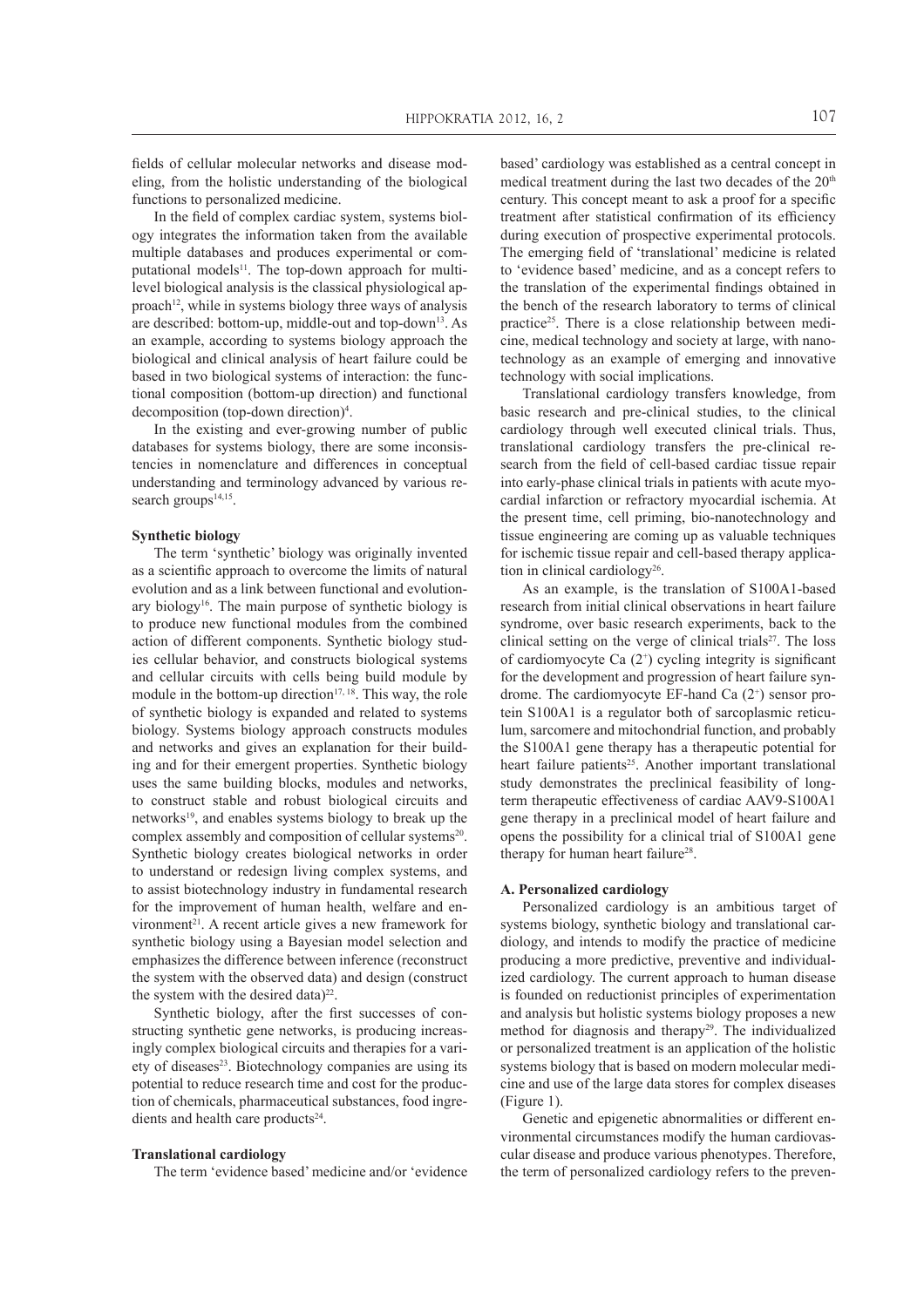fields of cellular molecular networks and disease modeling, from the holistic understanding of the biological functions to personalized medicine.

In the field of complex cardiac system, systems biology integrates the information taken from the available multiple databases and produces experimental or computational models[11]. The top-down approach for multilevel biological analysis is the classical physiological approach[12], while in systems biology three ways of analysis are described: bottom-up, middle-out and top-down[13]. As an example, according to systems biology approach the biological and clinical analysis of heart failure could be based in two biological systems of interaction: the functional composition (bottom-up direction) and functional decomposition (top-down direction)[4].

In the existing and ever-growing number of public databases for systems biology, there are some inconsistencies in nomenclature and differences in conceptual understanding and terminology advanced by various research groups[14,15].

**Synthetic biology**

The term 'synthetic' biology was originally invented as a scientific approach to overcome the limits of natural evolution and as a link between functional and evolutionary biology[16]. The main purpose of synthetic biology is to produce new functional modules from the combined action of different components. Synthetic biology studies cellular behavior, and constructs biological systems and cellular circuits with cells being build module by module in the bottom-up direction[17, 18]. This way, the role of synthetic biology is expanded and related to systems biology. Systems biology approach constructs modules and networks and gives an explanation for their building and for their emergent properties. Synthetic biology uses the same building blocks, modules and networks, to construct stable and robust biological circuits and networks[19], and enables systems biology to break up the complex assembly and composition of cellular systems[20]. Synthetic biology creates biological networks in order to understand or redesign living complex systems, and to assist biotechnology industry in fundamental research for the improvement of human health, welfare and environment[21]. A recent article gives a new framework for synthetic biology using a Bayesian model selection and emphasizes the difference between inference (reconstruct the system with the observed data) and design (construct the system with the desired data)[22].

Synthetic biology, after the first successes of constructing synthetic gene networks, is producing increasingly complex biological circuits and therapies for a variety of diseases[23]. Biotechnology companies are using its potential to reduce research time and cost for the production of chemicals, pharmaceutical substances, food ingredients and health care products[24].

**Translational cardiology**

The term 'evidence based' medicine and/or 'evidence based' cardiology was established as a central concept in medical treatment during the last two decades of the 20th century. This concept meant to ask a proof for a specific treatment after statistical confirmation of its efficiency during execution of prospective experimental protocols. The emerging field of 'translational' medicine is related to 'evidence based' medicine, and as a concept refers to the translation of the experimental findings obtained in the bench of the research laboratory to terms of clinical practice[25]. There is a close relationship between medicine, medical technology and society at large, with nanotechnology as an example of emerging and innovative technology with social implications.

Translational cardiology transfers knowledge, from basic research and pre-clinical studies, to the clinical cardiology through well executed clinical trials. Thus, translational cardiology transfers the pre-clinical research from the field of cell-based cardiac tissue repair into early-phase clinical trials in patients with acute myocardial infarction or refractory myocardial ischemia. At the present time, cell priming, bio-nanotechnology and tissue engineering are coming up as valuable techniques for ischemic tissue repair and cell-based therapy application in clinical cardiology[26].

As an example, is the translation of S100A1-based research from initial clinical observations in heart failure syndrome, over basic research experiments, back to the clinical setting on the verge of clinical trials[27]. The loss of cardiomyocyte Ca $(2^{+})$ cycling integrity is significant for the development and progression of heart failure syndrome. The cardiomyocyte EF-hand Ca $(2^{+})$ sensor protein S100A1 is a regulator both of sarcoplasmic reticulum, sarcomere and mitochondrial function, and probably the S100A1 gene therapy has a therapeutic potential for heart failure patients[25]. Another important translational study demonstrates the preclinical feasibility of long-term therapeutic effectiveness of cardiac AAV9-S100A1 gene therapy in a preclinical model of heart failure and opens the possibility for a clinical trial of S100A1 gene therapy for human heart failure[28].

**A. Personalized cardiology**

Personalized cardiology is an ambitious target of systems biology, synthetic biology and translational cardiology, and intends to modify the practice of medicine producing a more predictive, preventive and individualized cardiology. The current approach to human disease is founded on reductionist principles of experimentation and analysis but holistic systems biology proposes a new method for diagnosis and therapy[29]. The individualized or personalized treatment is an application of the holistic systems biology that is based on modern molecular medicine and use of the large data stores for complex diseases (Figure 1).

Genetic and epigenetic abnormalities or different environmental circumstances modify the human cardiovascular disease and produce various phenotypes. Therefore, the term of personalized cardiology refers to the preven-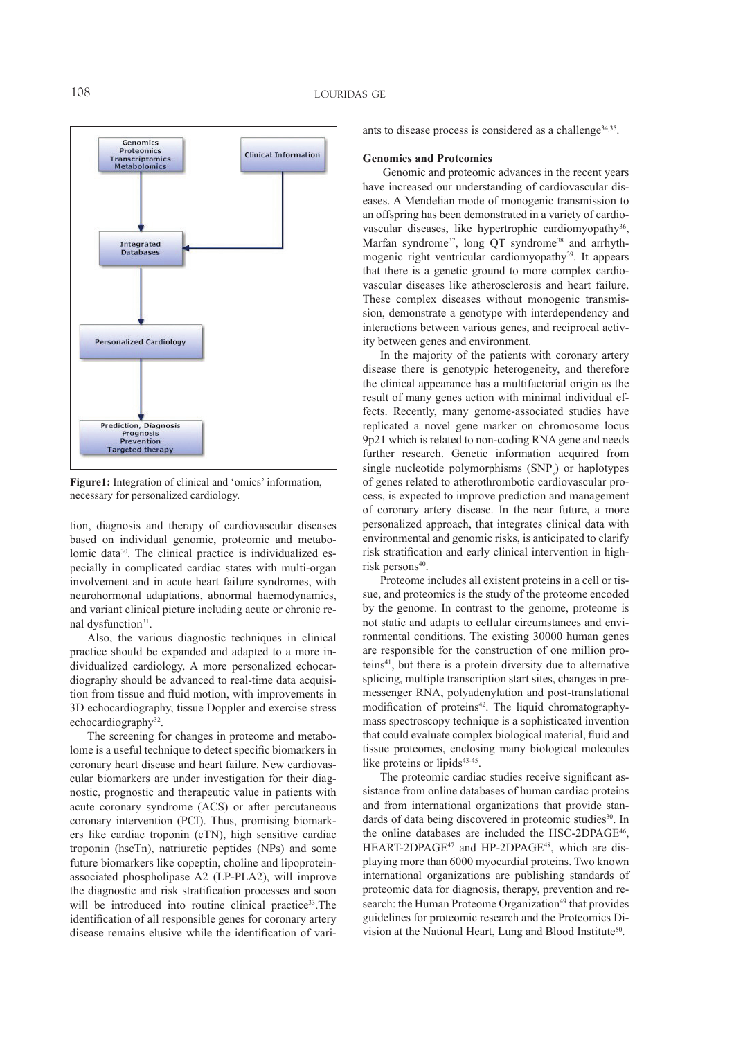Figure1: Integration of clinical and 'omics' information, necessary for personalized cardiology.

tion, diagnosis and therapy of cardiovascular diseases based on individual genomic, proteomic and metabolomic data[30]. The clinical practice is individualized especially in complicated cardiac states with multi-organ involvement and in acute heart failure syndromes, with neurohormonal adaptations, abnormal haemodynamics, and variant clinical picture including acute or chronic renal dysfunction[31].

Also, the various diagnostic techniques in clinical practice should be expanded and adapted to a more individualized cardiology. A more personalized echocardiography should be advanced to real-time data acquisition from tissue and fluid motion, with improvements in 3D echocardiography, tissue Doppler and exercise stress echocardiography[32].

The screening for changes in proteome and metabolome is a useful technique to detect specific biomarkers in coronary heart disease and heart failure. New cardiovascular biomarkers are under investigation for their diagnostic, prognostic and therapeutic value in patients with acute coronary syndrome (ACS) or after percutaneous coronary intervention (PCI). Thus, promising biomarkers like cardiac troponin (cTN), high sensitive cardiac troponin (hscTn), natriuretic peptides (NPs) and some future biomarkers like copeptin, choline and lipoprotein-associated phospholipase A2 (LP-PLA2), will improve the diagnostic and risk stratification processes and soon will be introduced into routine clinical practice[33].The identification of all responsible genes for coronary artery disease remains elusive while the identification of variants to disease process is considered as a challenge[34,35].

**Genomics and Proteomics**

Genomic and proteomic advances in the recent years have increased our understanding of cardiovascular diseases. A Mendelian mode of monogenic transmission to an offspring has been demonstrated in a variety of cardiovascular diseases, like hypertrophic cardiomyopathy[36], Marfan syndrome[37], long QT syndrome[38] and arrhythmogenic right ventricular cardiomyopathy[39]. It appears that there is a genetic ground to more complex cardiovascular diseases like atherosclerosis and heart failure. These complex diseases without monogenic transmission, demonstrate a genotype with interdependency and interactions between various genes, and reciprocal activity between genes and environment.

In the majority of the patients with coronary artery disease there is genotypic heterogeneity, and therefore the clinical appearance has a multifactorial origin as the result of many genes action with minimal individual effects. Recently, many genome-associated studies have replicated a novel gene marker on chromosome locus 9p21 which is related to non-coding RNA gene and needs further research. Genetic information acquired from single nucleotide polymorphisms ($SNP_s$) or haplotypes of genes related to atherothrombotic cardiovascular process, is expected to improve prediction and management of coronary artery disease. In the near future, a more personalized approach, that integrates clinical data with environmental and genomic risks, is anticipated to clarify risk stratification and early clinical intervention in high-risk persons[40].

Proteome includes all existent proteins in a cell or tissue, and proteomics is the study of the proteome encoded by the genome. In contrast to the genome, proteome is not static and adapts to cellular circumstances and environmental conditions. The existing 30000 human genes are responsible for the construction of one million proteins[41], but there is a protein diversity due to alternative splicing, multiple transcription start sites, changes in pre-messenger RNA, polyadenylation and post-translational modification of proteins[42]. The liquid chromatography-mass spectroscopy technique is a sophisticated invention that could evaluate complex biological material, fluid and tissue proteomes, enclosing many biological molecules like proteins or lipids[43-45].

The proteomic cardiac studies receive significant assistance from online databases of human cardiac proteins and from international organizations that provide standards of data being discovered in proteomic studies[30]. In the online databases are included the HSC-2DPAGE[46], HEART-2DPAGE[47] and HP-2DPAGE[48], which are displaying more than 6000 myocardial proteins. Two known international organizations are publishing standards of proteomic data for diagnosis, therapy, prevention and research: the Human Proteome Organization[49] that provides guidelines for proteomic research and the Proteomics Division at the National Heart, Lung and Blood Institute[50].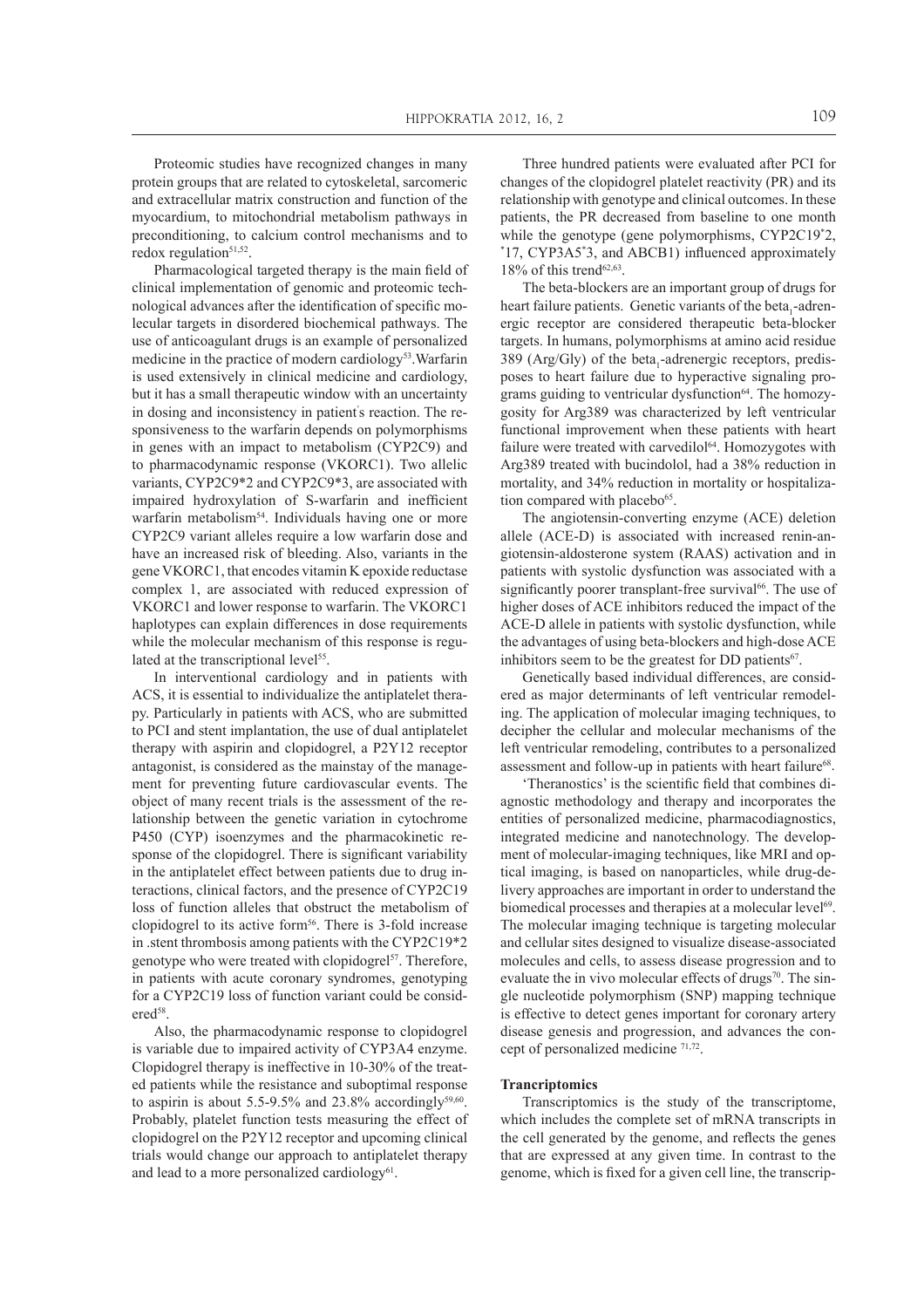Proteomic studies have recognized changes in many protein groups that are related to cytoskeletal, sarcomeric and extracellular matrix construction and function of the myocardium, to mitochondrial metabolism pathways in preconditioning, to calcium control mechanisms and to redox regulation[51,52].

Pharmacological targeted therapy is the main field of clinical implementation of genomic and proteomic technological advances after the identification of specific molecular targets in disordered biochemical pathways. The use of anticoagulant drugs is an example of personalized medicine in the practice of modern cardiology[53]. Warfarin is used extensively in clinical medicine and cardiology, but it has a small therapeutic window with an uncertainty in dosing and inconsistency in patient's reaction. The responsiveness to the warfarin depends on polymorphisms in genes with an impact to metabolism (CYP2C9) and to pharmacodynamic response (VKORC1). Two allelic variants, CYP2C9*2 and CYP2C9*3, are associated with impaired hydroxylation of S-warfarin and inefficient warfarin metabolism[54]. Individuals having one or more CYP2C9 variant alleles require a low warfarin dose and have an increased risk of bleeding. Also, variants in the gene VKORC1, that encodes vitamin K epoxide reductase complex 1, are associated with reduced expression of VKORC1 and lower response to warfarin. The VKORC1 haplotypes can explain differences in dose requirements while the molecular mechanism of this response is regulated at the transcriptional level[55].

In interventional cardiology and in patients with ACS, it is essential to individualize the antiplatelet therapy. Particularly in patients with ACS, who are submitted to PCI and stent implantation, the use of dual antiplatelet therapy with aspirin and clopidogrel, a P2Y12 receptor antagonist, is considered as the mainstay of the management for preventing future cardiovascular events. The object of many recent trials is the assessment of the relationship between the genetic variation in cytochrome P450 (CYP) isoenzymes and the pharmacokinetic response of the clopidogrel. There is significant variability in the antiplatelet effect between patients due to drug interactions, clinical factors, and the presence of CYP2C19 loss of function alleles that obstruct the metabolism of clopidogrel to its active form[56]. There is 3-fold increase in .stent thrombosis among patients with the CYP2C19*2 genotype who were treated with clopidogrel[57]. Therefore, in patients with acute coronary syndromes, genotyping for a CYP2C19 loss of function variant could be considered[58].

Also, the pharmacodynamic response to clopidogrel is variable due to impaired activity of CYP3A4 enzyme. Clopidogrel therapy is ineffective in 10-30% of the treated patients while the resistance and suboptimal response to aspirin is about 5.5-9.5% and 23.8% accordingly[59,60]. Probably, platelet function tests measuring the effect of clopidogrel on the P2Y12 receptor and upcoming clinical trials would change our approach to antiplatelet therapy and lead to a more personalized cardiology[61].

Three hundred patients were evaluated after PCI for changes of the clopidogrel platelet reactivity (PR) and its relationship with genotype and clinical outcomes. In these patients, the PR decreased from baseline to one month while the genotype (gene polymorphisms, CYP2C19*2, *17, CYP3A5*3, and ABCB1) influenced approximately 18% of this trend[62,63].

The beta-blockers are an important group of drugs for heart failure patients. Genetic variants of the beta$_1$-adrenergic receptor are considered therapeutic beta-blocker targets. In humans, polymorphisms at amino acid residue 389 (Arg/Gly) of the beta$_1$-adrenergic receptors, predisposes to heart failure due to hyperactive signaling programs guiding to ventricular dysfunction[64]. The homozygosity for Arg389 was characterized by left ventricular functional improvement when these patients with heart failure were treated with carvedilol[64]. Homozygotes with Arg389 treated with bucindolol, had a 38% reduction in mortality, and 34% reduction in mortality or hospitalization compared with placebo[65].

The angiotensin-converting enzyme (ACE) deletion allele (ACE-D) is associated with increased renin-angiotensin-aldosterone system (RAAS) activation and in patients with systolic dysfunction was associated with a significantly poorer transplant-free survival[66]. The use of higher doses of ACE inhibitors reduced the impact of the ACE-D allele in patients with systolic dysfunction, while the advantages of using beta-blockers and high-dose ACE inhibitors seem to be the greatest for DD patients[67].

Genetically based individual differences, are considered as major determinants of left ventricular remodeling. The application of molecular imaging techniques, to decipher the cellular and molecular mechanisms of the left ventricular remodeling, contributes to a personalized assessment and follow-up in patients with heart failure[68].

'Theranostics' is the scientific field that combines diagnostic methodology and therapy and incorporates the entities of personalized medicine, pharmacodiagnostics, integrated medicine and nanotechnology. The development of molecular-imaging techniques, like MRI and optical imaging, is based on nanoparticles, while drug-delivery approaches are important in order to understand the biomedical processes and therapies at a molecular level[69]. The molecular imaging technique is targeting molecular and cellular sites designed to visualize disease-associated molecules and cells, to assess disease progression and to evaluate the in vivo molecular effects of drugs[70]. The single nucleotide polymorphism (SNP) mapping technique is effective to detect genes important for coronary artery disease genesis and progression, and advances the concept of personalized medicine [71,72].

**Trancriptomics**

Transcriptomics is the study of the transcriptome, which includes the complete set of mRNA transcripts in the cell generated by the genome, and reflects the genes that are expressed at any given time. In contrast to the genome, which is fixed for a given cell line, the transcrip-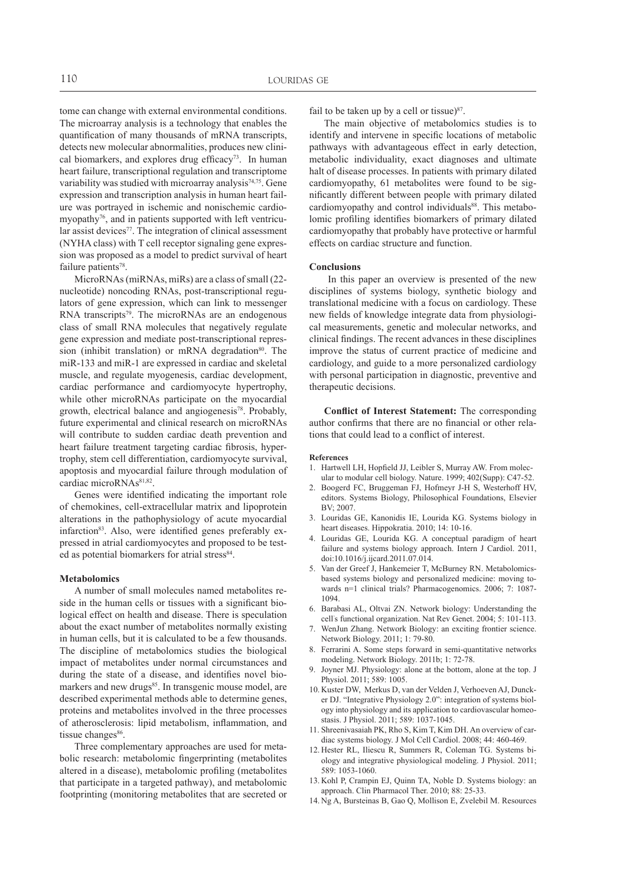tome can change with external environmental conditions. The microarray analysis is a technology that enables the quantification of many thousands of mRNA transcripts, detects new molecular abnormalities, produces new clinical biomarkers, and explores drug efficacy[73]. In human heart failure, transcriptional regulation and transcriptome variability was studied with microarray analysis[74,75]. Gene expression and transcription analysis in human heart failure was portrayed in ischemic and nonischemic cardiomyopathy[76], and in patients supported with left ventricular assist devices[77]. The integration of clinical assessment (NYHA class) with T cell receptor signaling gene expression was proposed as a model to predict survival of heart failure patients[78].

MicroRNAs (miRNAs, miRs) are a class of small (22-nucleotide) noncoding RNAs, post-transcriptional regulators of gene expression, which can link to messenger RNA transcripts[79]. The microRNAs are an endogenous class of small RNA molecules that negatively regulate gene expression and mediate post-transcriptional repression (inhibit translation) or mRNA degradation[80]. The miR-133 and miR-1 are expressed in cardiac and skeletal muscle, and regulate myogenesis, cardiac development, cardiac performance and cardiomyocyte hypertrophy, while other microRNAs participate on the myocardial growth, electrical balance and angiogenesis[78]. Probably, future experimental and clinical research on microRNAs will contribute to sudden cardiac death prevention and heart failure treatment targeting cardiac fibrosis, hypertrophy, stem cell differentiation, cardiomyocyte survival, apoptosis and myocardial failure through modulation of cardiac microRNAs[81,82].

Genes were identified indicating the important role of chemokines, cell-extracellular matrix and lipoprotein alterations in the pathophysiology of acute myocardial infarction[83]. Also, were identified genes preferably expressed in atrial cardiomyocytes and proposed to be tested as potential biomarkers for atrial stress[84].

#### Metabolomics

A number of small molecules named metabolites reside in the human cells or tissues with a significant biological effect on health and disease. There is speculation about the exact number of metabolites normally existing in human cells, but it is calculated to be a few thousands. The discipline of metabolomics studies the biological impact of metabolites under normal circumstances and during the state of a disease, and identifies novel biomarkers and new drugs[85]. In transgenic mouse model, are described experimental methods able to determine genes, proteins and metabolites involved in the three processes of atherosclerosis: lipid metabolism, inflammation, and tissue changes[86].

Three complementary approaches are used for metabolic research: metabolomic fingerprinting (metabolites altered in a disease), metabolomic profiling (metabolites that participate in a targeted pathway), and metabolomic footprinting (monitoring metabolites that are secreted or fail to be taken up by a cell or tissue)[87].

The main objective of metabolomics studies is to identify and intervene in specific locations of metabolic pathways with advantageous effect in early detection, metabolic individuality, exact diagnoses and ultimate halt of disease processes. In patients with primary dilated cardiomyopathy, 61 metabolites were found to be significantly different between people with primary dilated cardiomyopathy and control individuals[88]. This metabolomic profiling identifies biomarkers of primary dilated cardiomyopathy that probably have protective or harmful effects on cardiac structure and function.

#### Conclusions

In this paper an overview is presented of the new disciplines of systems biology, synthetic biology and translational medicine with a focus on cardiology. These new fields of knowledge integrate data from physiological measurements, genetic and molecular networks, and clinical findings. The recent advances in these disciplines improve the status of current practice of medicine and cardiology, and guide to a more personalized cardiology with personal participation in diagnostic, preventive and therapeutic decisions.

**Conflict of Interest Statement:** The corresponding author confirms that there are no financial or other relations that could lead to a conflict of interest.

#### References

1. Hartwell LH, Hopfield JJ, Leibler S, Murray AW. From molecular to modular cell biology. Nature. 1999; 402(Supp): C47-52.
2. Boogerd FC, Bruggeman FJ, Hofmeyr J-H S, Westerhoff HV, editors. Systems Biology, Philosophical Foundations, Elsevier BV; 2007.
3. Louridas GE, Kanonidis IE, Lourida KG. Systems biology in heart diseases. Hippokratia. 2010; 14: 10-16.
4. Louridas GE, Lourida KG. A conceptual paradigm of heart failure and systems biology approach. Intern J Cardiol. 2011, doi:10.1016/j.ijcard.2011.07.014.
5. Van der Greef J, Hankemeier T, McBurney RN. Metabolomics-based systems biology and personalized medicine: moving towards n=1 clinical trials? Pharmacogenomics. 2006; 7: 1087-1094.
6. Barabasi AL, Oltvai ZN. Network biology: Understanding the cell's functional organization. Nat Rev Genet. 2004; 5: 101-113.
7. WenJun Zhang. Network Biology: an exciting frontier science. Network Biology. 2011; 1: 79-80.
8. Ferrarini A. Some steps forward in semi-quantitative networks modeling. Network Biology. 2011b; 1: 72-78.
9. Joyner MJ. Physiology: alone at the bottom, alone at the top. J Physiol. 2011; 589: 1005.
10. Kuster DW, Merkus D, van der Velden J, Verhoeven AJ, Duncker DJ. "Integrative Physiology 2.0": integration of systems biology into physiology and its application to cardiovascular homeostasis. J Physiol. 2011; 589: 1037-1045.
11. Shreenivasaiah PK, Rho S, Kim T, Kim DH. An overview of cardiac systems biology. J Mol Cell Cardiol. 2008; 44: 460-469.
12. Hester RL, Iliescu R, Summers R, Coleman TG. Systems biology and integrative physiological modeling. J Physiol. 2011; 589: 1053-1060.
13. Kohl P, Crampin EJ, Quinn TA, Noble D. Systems biology: an approach. Clin Pharmacol Ther. 2010; 88: 25-33.
14. Ng A, Bursteinas B, Gao Q, Mollison E, Zvelebil M. Resources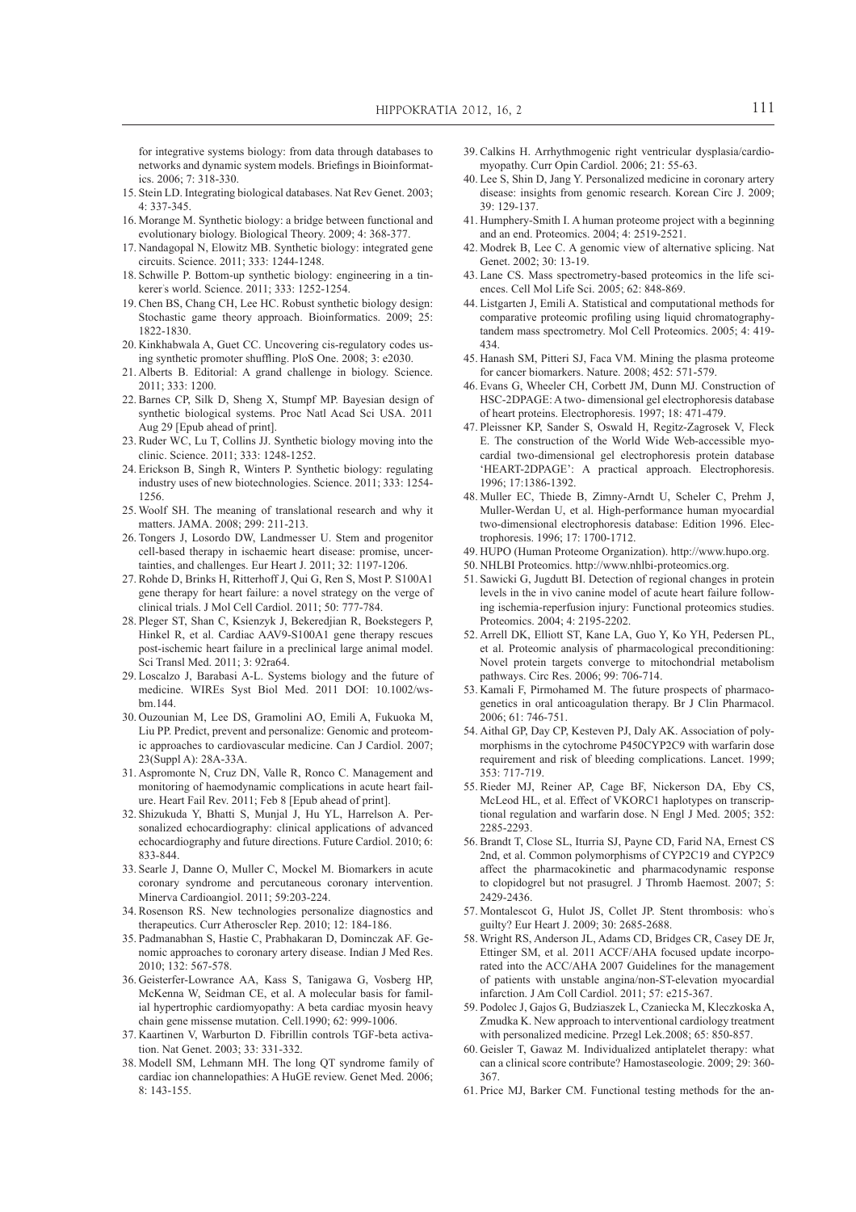for integrative systems biology: from data through databases to networks and dynamic system models. Briefings in Bioinformatics. 2006; 7: 318-330.

15. Stein LD. Integrating biological databases. Nat Rev Genet. 2003; 4: 337-345.
16. Morange M. Synthetic biology: a bridge between functional and evolutionary biology. Biological Theory. 2009; 4: 368-377.
17. Nandagopal N, Elowitz MB. Synthetic biology: integrated gene circuits. Science. 2011; 333: 1244-1248.
18. Schwille P. Bottom-up synthetic biology: engineering in a tinkerer's world. Science. 2011; 333: 1252-1254.
19. Chen BS, Chang CH, Lee HC. Robust synthetic biology design: Stochastic game theory approach. Bioinformatics. 2009; 25: 1822-1830.
20. Kinkhabwala A, Guet CC. Uncovering cis-regulatory codes using synthetic promoter shuffling. PloS One. 2008; 3: e2030.
21. Alberts B. Editorial: A grand challenge in biology. Science. 2011; 333: 1200.
22. Barnes CP, Silk D, Sheng X, Stumpf MP. Bayesian design of synthetic biological systems. Proc Natl Acad Sci USA. 2011 Aug 29 [Epub ahead of print].
23. Ruder WC, Lu T, Collins JJ. Synthetic biology moving into the clinic. Science. 2011; 333: 1248-1252.
24. Erickson B, Singh R, Winters P. Synthetic biology: regulating industry uses of new biotechnologies. Science. 2011; 333: 1254-1256.
25. Woolf SH. The meaning of translational research and why it matters. JAMA. 2008; 299: 211-213.
26. Tongers J, Losordo DW, Landmesser U. Stem and progenitor cell-based therapy in ischaemic heart disease: promise, uncertainties, and challenges. Eur Heart J. 2011; 32: 1197-1206.
27. Rohde D, Brinks H, Ritterhoff J, Qui G, Ren S, Most P. S100A1 gene therapy for heart failure: a novel strategy on the verge of clinical trials. J Mol Cell Cardiol. 2011; 50: 777-784.
28. Pleger ST, Shan C, Ksienzyk J, Bekeredjian R, Boekstegers P, Hinkel R, et al. Cardiac AAV9-S100A1 gene therapy rescues post-ischemic heart failure in a preclinical large animal model. Sci Transl Med. 2011; 3: 92ra64.
29. Loscalzo J, Barabasi A-L. Systems biology and the future of medicine. WIREs Syst Biol Med. 2011 DOI: 10.1002/wsbm.144.
30. Ouzounian M, Lee DS, Gramolini AO, Emili A, Fukuoka M, Liu PP. Predict, prevent and personalize: Genomic and proteomic approaches to cardiovascular medicine. Can J Cardiol. 2007; 23(Suppl A): 28A-33A.
31. Aspromonte N, Cruz DN, Valle R, Ronco C. Management and monitoring of haemodynamic complications in acute heart failure. Heart Fail Rev. 2011; Feb 8 [Epub ahead of print].
32. Shizukuda Y, Bhatti S, Munjal J, Hu YL, Harrelson A. Personalized echocardiography: clinical applications of advanced echocardiography and future directions. Future Cardiol. 2010; 6: 833-844.
33. Searle J, Danne O, Muller C, Mockel M. Biomarkers in acute coronary syndrome and percutaneous coronary intervention. Minerva Cardioangiol. 2011; 59:203-224.
34. Rosenson RS. New technologies personalize diagnostics and therapeutics. Curr Atheroscler Rep. 2010; 12: 184-186.
35. Padmanabhan S, Hastie C, Prabhakaran D, Dominczak AF. Genomic approaches to coronary artery disease. Indian J Med Res. 2010; 132: 567-578.
36. Geisterfer-Lowrance AA, Kass S, Tanigawa G, Vosberg HP, McKenna W, Seidman CE, et al. A molecular basis for familial hypertrophic cardiomyopathy: A beta cardiac myosin heavy chain gene missense mutation. Cell.1990; 62: 999-1006.
37. Kaartinen V, Warburton D. Fibrillin controls TGF-beta activation. Nat Genet. 2003; 33: 331-332.
38. Modell SM, Lehmann MH. The long QT syndrome family of cardiac ion channelopathies: A HuGE review. Genet Med. 2006; 8: 143-155.
39. Calkins H. Arrhythmogenic right ventricular dysplasia/cardiomyopathy. Curr Opin Cardiol. 2006; 21: 55-63.
40. Lee S, Shin D, Jang Y. Personalized medicine in coronary artery disease: insights from genomic research. Korean Circ J. 2009; 39: 129-137.
41. Humphery-Smith I. A human proteome project with a beginning and an end. Proteomics. 2004; 4: 2519-2521.
42. Modrek B, Lee C. A genomic view of alternative splicing. Nat Genet. 2002; 30: 13-19.
43. Lane CS. Mass spectrometry-based proteomics in the life sciences. Cell Mol Life Sci. 2005; 62: 848-869.
44. Listgarten J, Emili A. Statistical and computational methods for comparative proteomic profiling using liquid chromatography-tandem mass spectrometry. Mol Cell Proteomics. 2005; 4: 419-434.
45. Hanash SM, Pitteri SJ, Faca VM. Mining the plasma proteome for cancer biomarkers. Nature. 2008; 452: 571-579.
46. Evans G, Wheeler CH, Corbett JM, Dunn MJ. Construction of HSC-2DPAGE: A two- dimensional gel electrophoresis database of heart proteins. Electrophoresis. 1997; 18: 471-479.
47. Pleissner KP, Sander S, Oswald H, Regitz-Zagrosek V, Fleck E. The construction of the World Wide Web-accessible myocardial two-dimensional gel electrophoresis protein database 'HEART-2DPAGE': A practical approach. Electrophoresis. 1996; 17:1386-1392.
48. Muller EC, Thiede B, Zimny-Arndt U, Scheler C, Prehm J, Muller-Werdan U, et al. High-performance human myocardial two-dimensional electrophoresis database: Edition 1996. Electrophoresis. 1996; 17: 1700-1712.
49. HUPO (Human Proteome Organization). http://www.hupo.org.
50. NHLBI Proteomics. http://www.nhlbi-proteomics.org.
51. Sawicki G, Jugdutt BI. Detection of regional changes in protein levels in the in vivo canine model of acute heart failure following ischemia-reperfusion injury: Functional proteomics studies. Proteomics. 2004; 4: 2195-2202.
52. Arrell DK, Elliott ST, Kane LA, Guo Y, Ko YH, Pedersen PL, et al. Proteomic analysis of pharmacological preconditioning: Novel protein targets converge to mitochondrial metabolism pathways. Circ Res. 2006; 99: 706-714.
53. Kamali F, Pirmohamed M. The future prospects of pharmacogenetics in oral anticoagulation therapy. Br J Clin Pharmacol. 2006; 61: 746-751.
54. Aithal GP, Day CP, Kesteven PJ, Daly AK. Association of polymorphisms in the cytochrome P450CYP2C9 with warfarin dose requirement and risk of bleeding complications. Lancet. 1999; 353: 717-719.
55. Rieder MJ, Reiner AP, Cage BF, Nickerson DA, Eby CS, McLeod HL, et al. Effect of VKORC1 haplotypes on transcriptional regulation and warfarin dose. N Engl J Med. 2005; 352: 2285-2293.
56. Brandt T, Close SL, Iturria SJ, Payne CD, Farid NA, Ernest CS 2nd, et al. Common polymorphisms of CYP2C19 and CYP2C9 affect the pharmacokinetic and pharmacodynamic response to clopidogrel but not prasugrel. J Thromb Haemost. 2007; 5: 2429-2436.
57. Montalescot G, Hulot JS, Collet JP. Stent thrombosis: who's guilty? Eur Heart J. 2009; 30: 2685-2688.
58. Wright RS, Anderson JL, Adams CD, Bridges CR, Casey DE Jr, Ettinger SM, et al. 2011 ACCF/AHA focused update incorporated into the ACC/AHA 2007 Guidelines for the management of patients with unstable angina/non-ST-elevation myocardial infarction. J Am Coll Cardiol. 2011; 57: e215-367.
59. Podolec J, Gajos G, Budziaszek L, Czaniecka M, Kleczkoska A, Zmudka K. New approach to interventional cardiology treatment with personalized medicine. Przegl Lek.2008; 65: 850-857.
60. Geisler T, Gawaz M. Individualized antiplatelet therapy: what can a clinical score contribute? Hamostaseologie. 2009; 29: 360-367.
61. Price MJ, Barker CM. Functional testing methods for the an-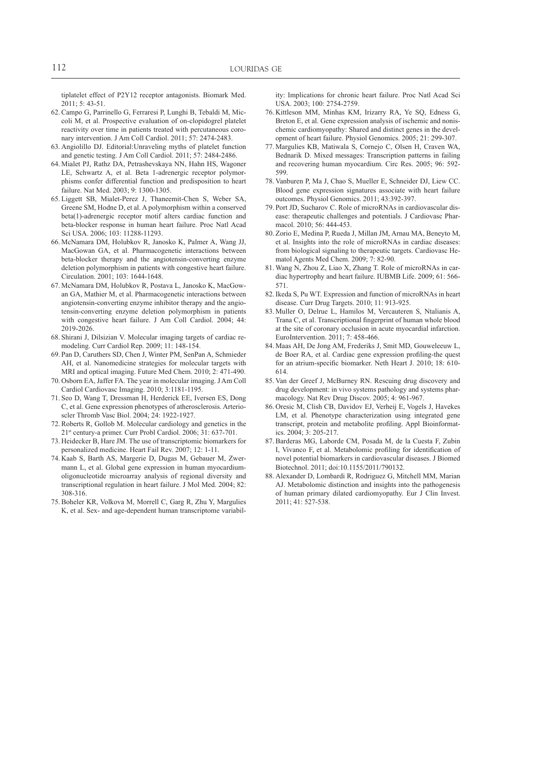tiplatelet effect of P2Y12 receptor antagonists. Biomark Med. 2011; 5: 43-51.

62. Campo G, Parrinello G, Ferraresi P, Lunghi B, Tebaldi M, Miccoli M, et al. Prospective evaluation of on-clopidogrel platelet reactivity over time in patients treated with percutaneous coronary intervention. J Am Coll Cardiol. 2011; 57: 2474-2483.
63. Angiolillo DJ. Editorial:Unraveling myths of platelet function and genetic testing. J Am Coll Cardiol. 2011; 57: 2484-2486.
64. Mialet PJ, Rathz DA, Petrashevskaya NN, Hahn HS, Wagoner LE, Schwartz A, et al. Beta 1-adrenergic receptor polymorphisms confer differential function and predisposition to heart failure. Nat Med. 2003; 9: 1300-1305.
65. Liggett SB, Mialet-Perez J, Thaneemit-Chen S, Weber SA, Greene SM, Hodne D, et al. A polymorphism within a conserved beta(1)-adrenergic receptor motif alters cardiac function and beta-blocker response in human heart failure. Proc Natl Acad Sci USA. 2006; 103: 11288-11293.
66. McNamara DM, Holubkov R, Janosko K, Palmer A, Wang JJ, MacGowan GA, et al. Pharmacogenetic interactions between beta-blocker therapy and the angiotensin-converting enzyme deletion polymorphism in patients with congestive heart failure. Circulation. 2001; 103: 1644-1648.
67. McNamara DM, Holubkov R, Postava L, Janosko K, MacGowan GA, Mathier M, et al. Pharmacogenetic interactions between angiotensin-converting enzyme inhibitor therapy and the angiotensin-converting enzyme deletion polymorphism in patients with congestive heart failure. J Am Coll Cardiol. 2004; 44: 2019-2026.
68. Shirani J, Dilsizian V. Molecular imaging targets of cardiac remodeling. Curr Cardiol Rep. 2009; 11: 148-154.
69. Pan D, Caruthers SD, Chen J, Winter PM, SenPan A, Schmieder AH, et al. Nanomedicine strategies for molecular targets with MRI and optical imaging. Future Med Chem. 2010; 2: 471-490.
70. Osborn EA, Jaffer FA. The year in molecular imaging. J Am Coll Cardiol Cardiovasc Imaging. 2010; 3:1181-1195.
71. Seo D, Wang T, Dressman H, Herderick EE, Iversen ES, Dong C, et al. Gene expression phenotypes of atherosclerosis. Arterioscler Thromb Vasc Biol. 2004; 24: 1922-1927.
72. Roberts R, Gollob M. Molecular cardiology and genetics in the 21st century-a primer. Curr Probl Cardiol. 2006; 31: 637-701.
73. Heidecker B, Hare JM. The use of transcriptomic biomarkers for personalized medicine. Heart Fail Rev. 2007; 12: 1-11.
74. Kaab S, Barth AS, Margerie D, Dugas M, Gebauer M, Zwermann L, et al. Global gene expression in human myocardium-oligonucleotide microarray analysis of regional diversity and transcriptional regulation in heart failure. J Mol Med. 2004; 82: 308-316.
75. Boheler KR, Volkova M, Morrell C, Garg R, Zhu Y, Margulies K, et al. Sex- and age-dependent human transcriptome variability: Implications for chronic heart failure. Proc Natl Acad Sci USA. 2003; 100: 2754-2759.
76. Kittleson MM, Minhas KM, Irizarry RA, Ye SQ, Edness G, Breton E, et al. Gene expression analysis of ischemic and nonischemic cardiomyopathy: Shared and distinct genes in the development of heart failure. Physiol Genomics. 2005; 21: 299-307.
77. Margulies KB, Matiwala S, Cornejo C, Olsen H, Craven WA, Bednarik D. Mixed messages: Transcription patterns in failing and recovering human myocardium. Circ Res. 2005; 96: 592-599.
78. Vanburen P, Ma J, Chao S, Mueller E, Schneider DJ, Liew CC. Blood gene expression signatures associate with heart failure outcomes. Physiol Genomics. 2011; 43:392-397.
79. Port JD, Sucharov C. Role of microRNAs in cardiovascular disease: therapeutic challenges and potentials. J Cardiovasc Pharmacol. 2010; 56: 444-453.
80. Zorio E, Medina P, Rueda J, Millan JM, Arnau MA, Beneyto M, et al. Insights into the role of microRNAs in cardiac diseases: from biological signaling to therapeutic targets. Cardiovasc Hematol Agents Med Chem. 2009; 7: 82-90.
81. Wang N, Zhou Z, Liao X, Zhang T. Role of microRNAs in cardiac hypertrophy and heart failure. IUBMB Life. 2009; 61: 566-571.
82. Ikeda S, Pu WT. Expression and function of microRNAs in heart disease. Curr Drug Targets. 2010; 11: 913-925.
83. Muller O, Delrue L, Hamilos M, Vercauteren S, Ntalianis A, Trana C, et al. Transcriptional fingerprint of human whole blood at the site of coronary occlusion in acute myocardial infarction. EuroIntervention. 2011; 7: 458-466.
84. Maas AH, De Jong AM, Frederiks J, Smit MD, Gouweleeuw L, de Boer RA, et al. Cardiac gene expression profiling-the quest for an atrium-specific biomarker. Neth Heart J. 2010; 18: 610-614.
85. Van der Greef J, McBurney RN. Rescuing drug discovery and drug development: in vivo systems pathology and systems pharmacology. Nat Rev Drug Discov. 2005; 4: 961-967.
86. Oresic M, Clish CB, Davidov EJ, Verheij E, Vogels J, Havekes LM, et al. Phenotype characterization using integrated gene transcript, protein and metabolite profiling. Appl Bioinformatics. 2004; 3: 205-217.
87. Barderas MG, Laborde CM, Posada M, de la Cuesta F, Zubin I, Vivanco F, et al. Metabolomic profiling for identification of novel potential biomarkers in cardiovascular diseases. J Biomed Biotechnol. 2011; doi:10.1155/2011/790132.
88. Alexander D, Lombardi R, Rodriguez G, Mitchell MM, Marian AJ. Metabolomic distinction and insights into the pathogenesis of human primary dilated cardiomyopathy. Eur J Clin Invest. 2011; 41: 527-538.